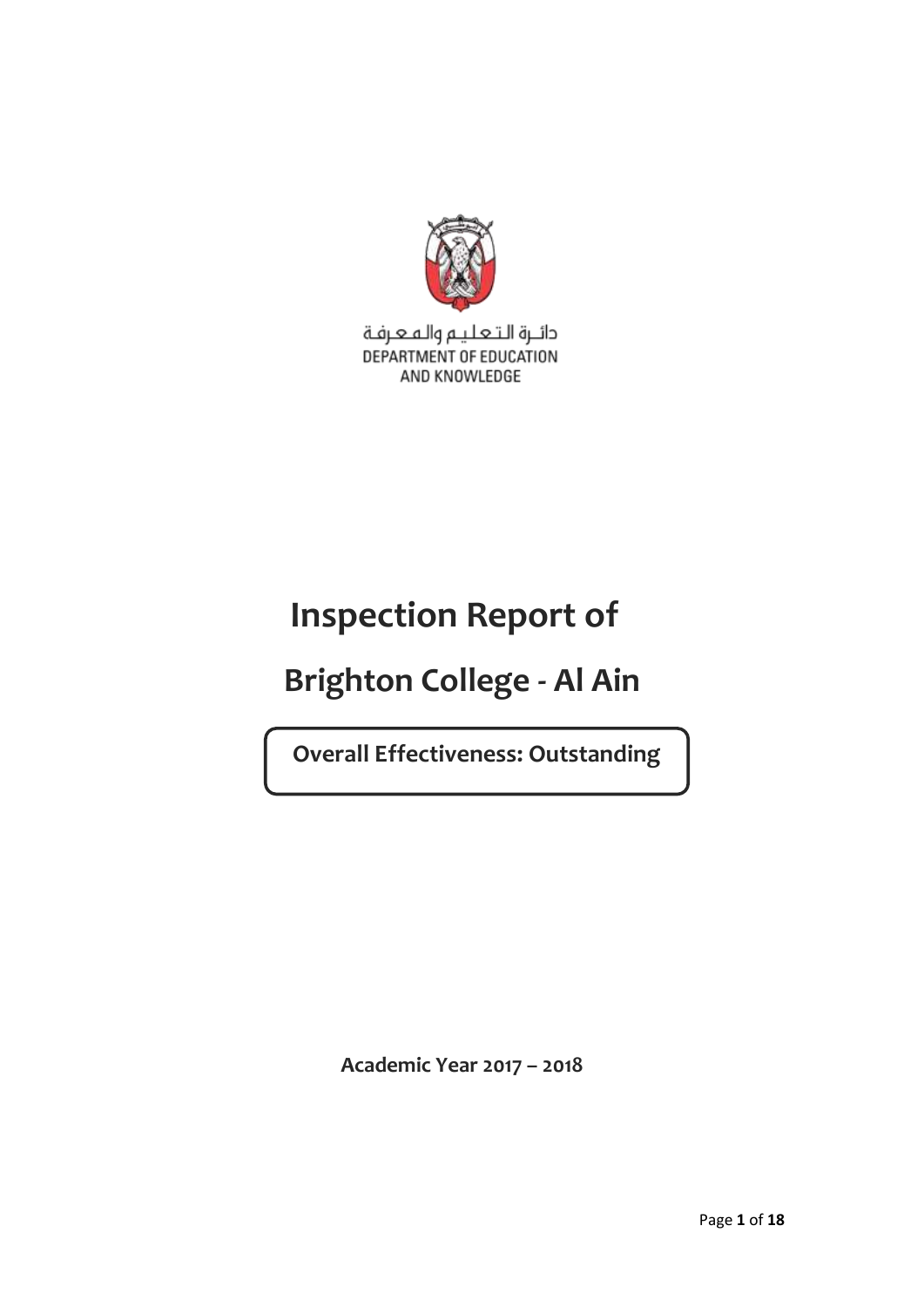دائـرة الـتـعـلـيـم والـمـعـرفـة
DEPARTMENT OF EDUCATION
AND KNOWLEDGE

# Inspection Report of

# Brighton College - Al Ain

**Overall Effectiveness: Outstanding**

**Academic Year 2017 – 2018**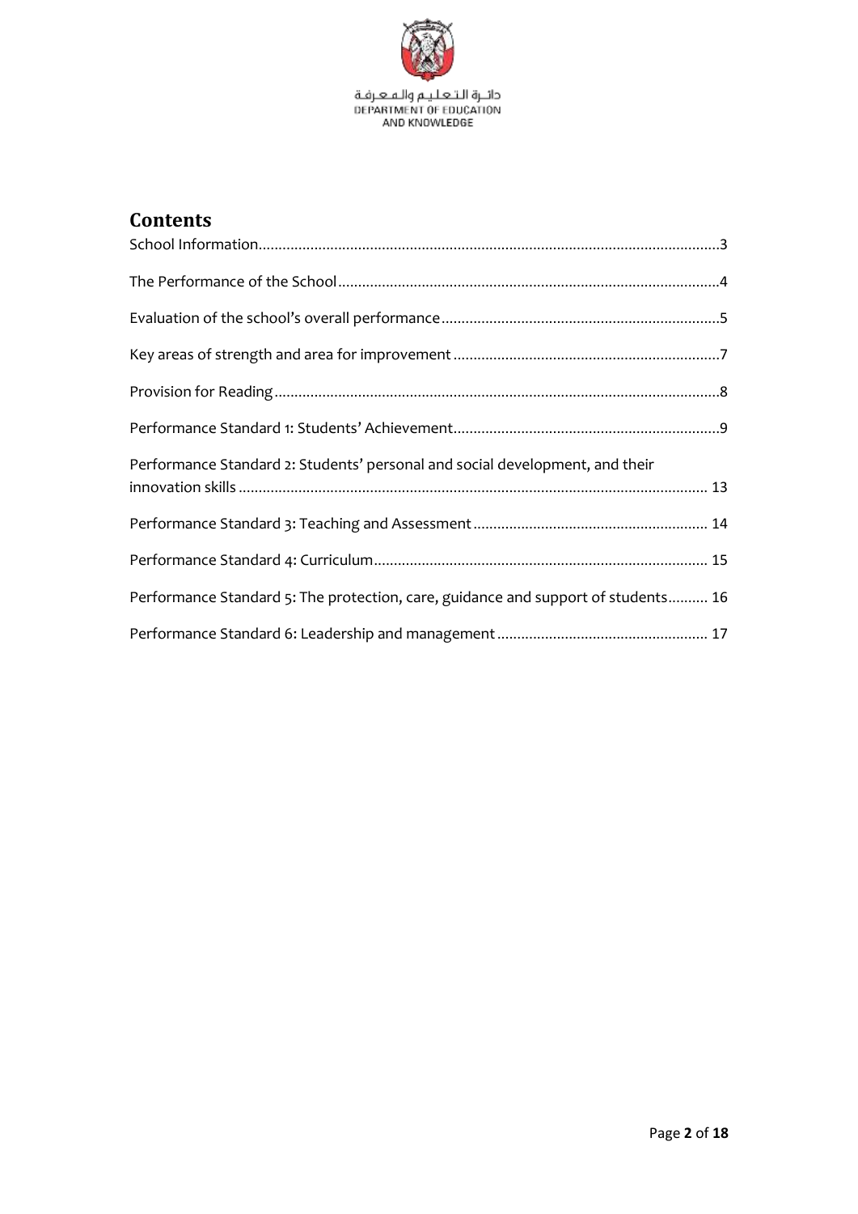## Contents

School Information....................................................................................................................3

The Performance of the School...............................................................................................4

Evaluation of the school's overall performance.....................................................................5

Key areas of strength and area for improvement...................................................................7

Provision for Reading...............................................................................................................8

Performance Standard 1: Students' Achievement..................................................................9

Performance Standard 2: Students' personal and social development, and their innovation skills ..................................................................................................................... 13

Performance Standard 3: Teaching and Assessment........................................................... 14

Performance Standard 4: Curriculum.................................................................................... 15

Performance Standard 5: The protection, care, guidance and support of students.......... 16

Performance Standard 6: Leadership and management..................................................... 17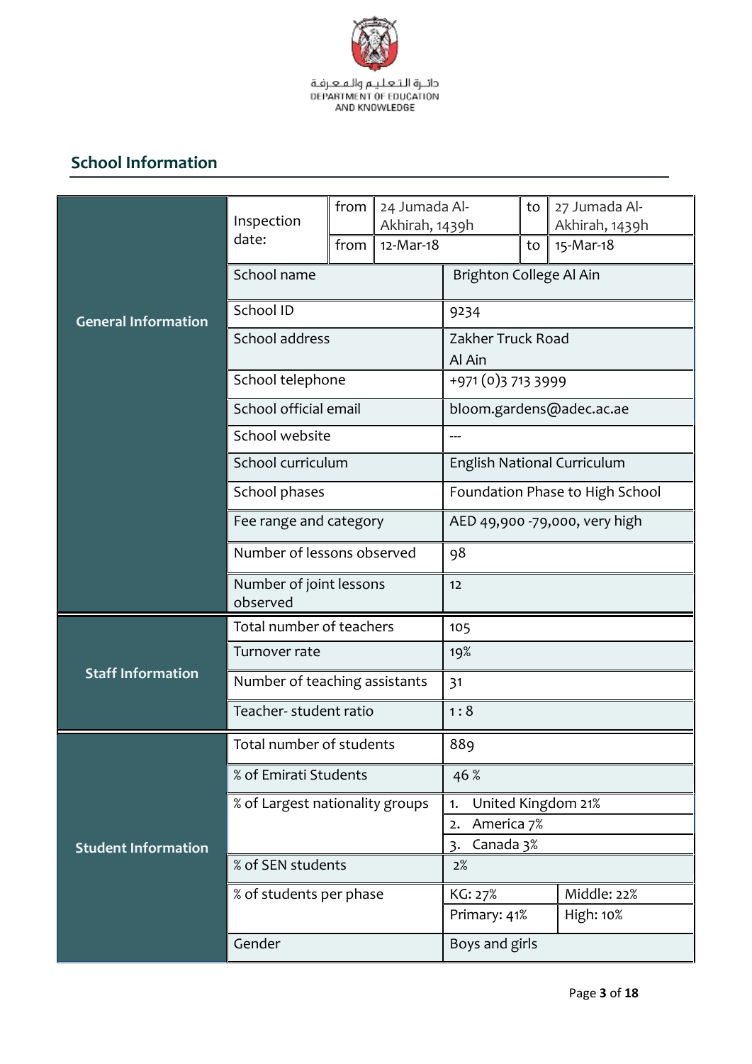دائـرة الـتـعـلـيـم والـمـعـرفـة
DEPARTMENT OF EDUCATION
AND KNOWLEDGE

## School Information

| | | | | | |
|---|---|---|---|---|---|
| **General Information** | Inspection date: | from | 24 Jumada Al-Akhirah, 1439h | to | 27 Jumada Al-Akhirah, 1439h |
| | | from | 12-Mar-18 | to | 15-Mar-18 |
| | School name | | Brighton College Al Ain | | |
| | School ID | | 9234 | | |
| | School address | | Zakher Truck Road Al Ain | | |
| | School telephone | | +971 (0)3 713 3999 | | |
| | School official email | | bloom.gardens@adec.ac.ae | | |
| | School website | | --- | | |
| | School curriculum | | English National Curriculum | | |
| | School phases | | Foundation Phase to High School | | |
| | Fee range and category | | AED 49,900 -79,000, very high | | |
| | Number of lessons observed | | 98 | | |
| | Number of joint lessons observed | | 12 | | |
| **Staff Information** | Total number of teachers | | 105 | | |
| | Turnover rate | | 19% | | |
| | Number of teaching assistants | | 31 | | |
| | Teacher- student ratio | | 1 : 8 | | |
| **Student Information** | Total number of students | | 889 | | |
| | % of Emirati Students | | 46 % | | |
| | % of Largest nationality groups | | 1. United Kingdom 21% | | |
| | | | 2. America 7% | | |
| | | | 3. Canada 3% | | |
| | % of SEN students | | 2% | | |
| | % of students per phase | | KG: 27% | Middle: 22% | |
| | | | Primary: 41% | High: 10% | |
| | Gender | | Boys and girls | | |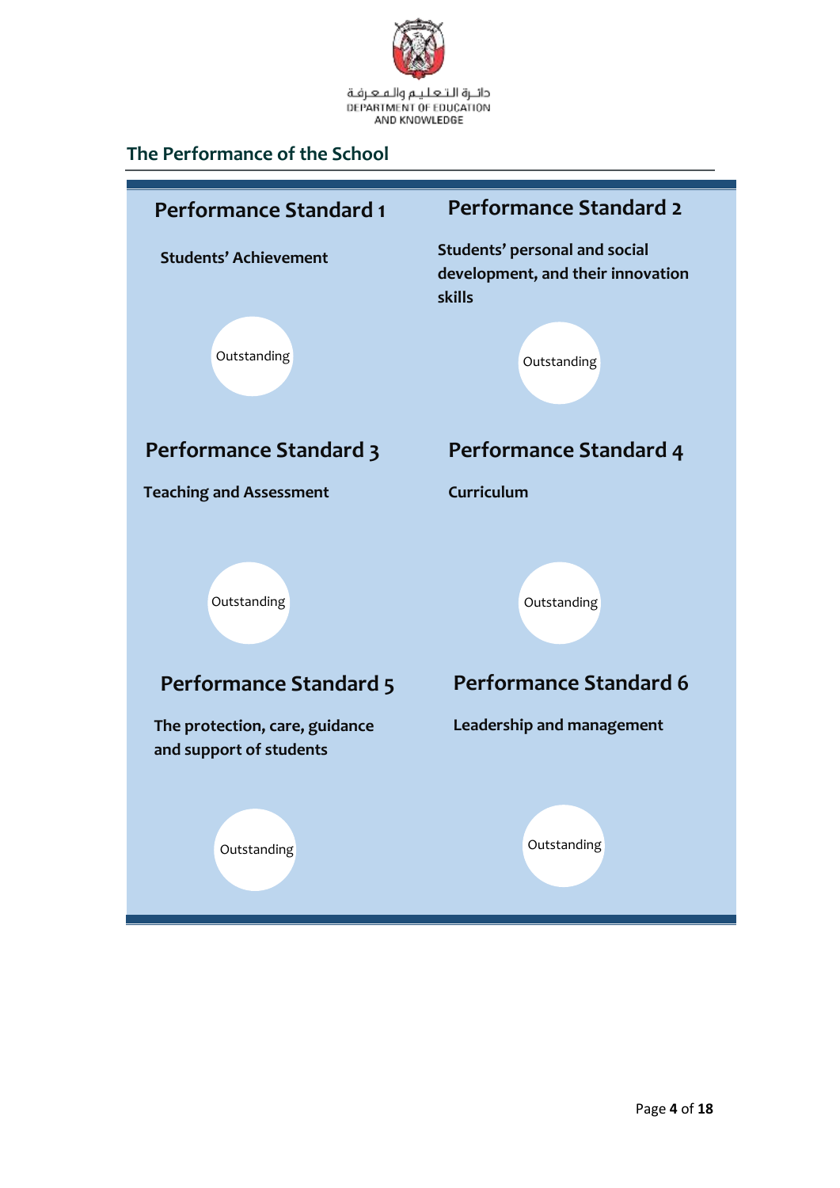دائـرة الـتـعـلـيـم والـمـعـرفـة
DEPARTMENT OF EDUCATION
AND KNOWLEDGE

## The Performance of the School

### Performance Standard 1

**Students' Achievement**

Outstanding

### Performance Standard 2

**Students' personal and social development, and their innovation skills**

Outstanding

### Performance Standard 3

**Teaching and Assessment**

Outstanding

### Performance Standard 4

**Curriculum**

Outstanding

### Performance Standard 5

**The protection, care, guidance and support of students**

Outstanding

### Performance Standard 6

**Leadership and management**

Outstanding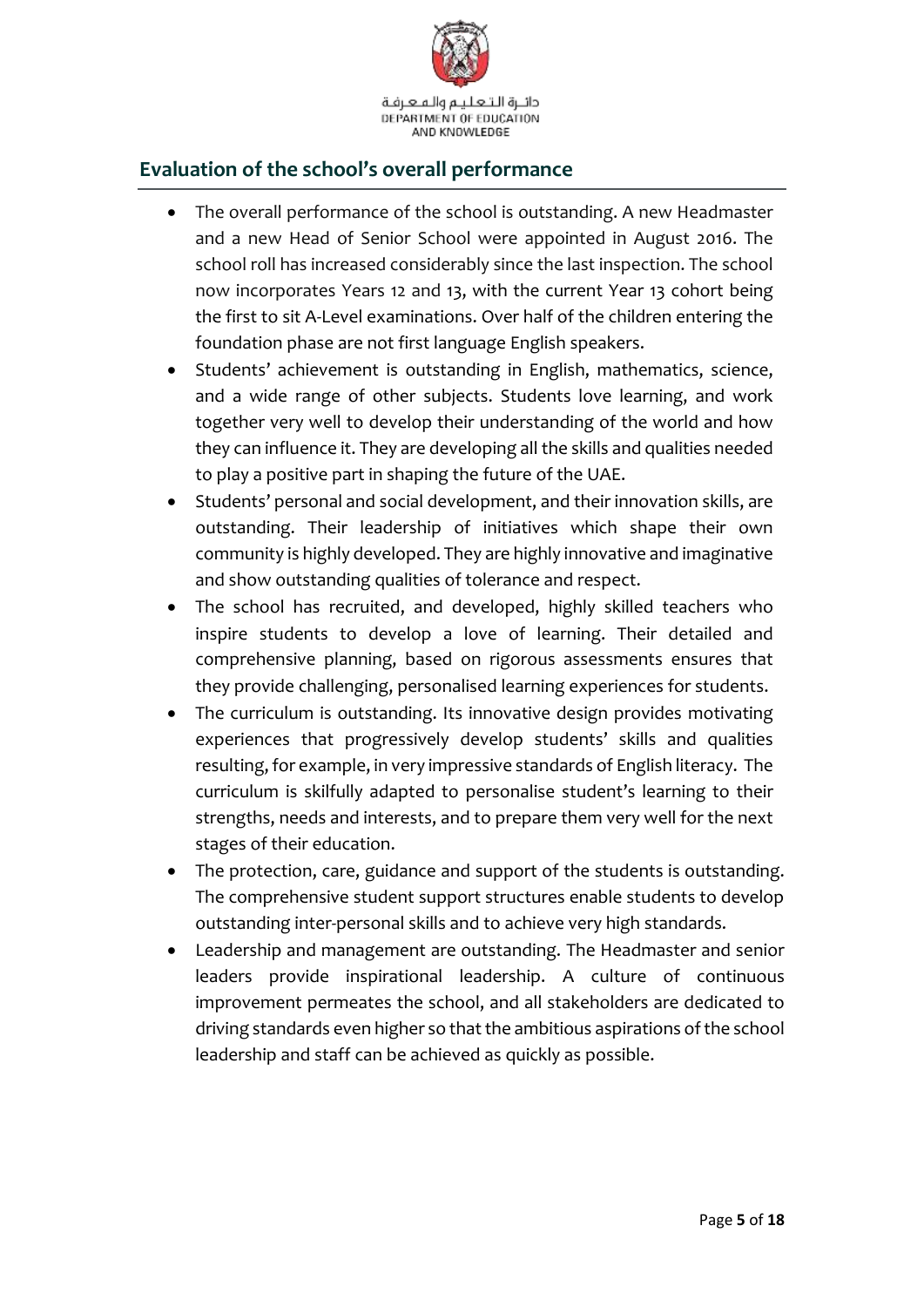## Evaluation of the school's overall performance

- The overall performance of the school is outstanding. A new Headmaster and a new Head of Senior School were appointed in August 2016. The school roll has increased considerably since the last inspection. The school now incorporates Years 12 and 13, with the current Year 13 cohort being the first to sit A-Level examinations. Over half of the children entering the foundation phase are not first language English speakers.
- Students' achievement is outstanding in English, mathematics, science, and a wide range of other subjects. Students love learning, and work together very well to develop their understanding of the world and how they can influence it. They are developing all the skills and qualities needed to play a positive part in shaping the future of the UAE.
- Students' personal and social development, and their innovation skills, are outstanding. Their leadership of initiatives which shape their own community is highly developed. They are highly innovative and imaginative and show outstanding qualities of tolerance and respect.
- The school has recruited, and developed, highly skilled teachers who inspire students to develop a love of learning. Their detailed and comprehensive planning, based on rigorous assessments ensures that they provide challenging, personalised learning experiences for students.
- The curriculum is outstanding. Its innovative design provides motivating experiences that progressively develop students' skills and qualities resulting, for example, in very impressive standards of English literacy. The curriculum is skilfully adapted to personalise student's learning to their strengths, needs and interests, and to prepare them very well for the next stages of their education.
- The protection, care, guidance and support of the students is outstanding. The comprehensive student support structures enable students to develop outstanding inter-personal skills and to achieve very high standards.
- Leadership and management are outstanding. The Headmaster and senior leaders provide inspirational leadership. A culture of continuous improvement permeates the school, and all stakeholders are dedicated to driving standards even higher so that the ambitious aspirations of the school leadership and staff can be achieved as quickly as possible.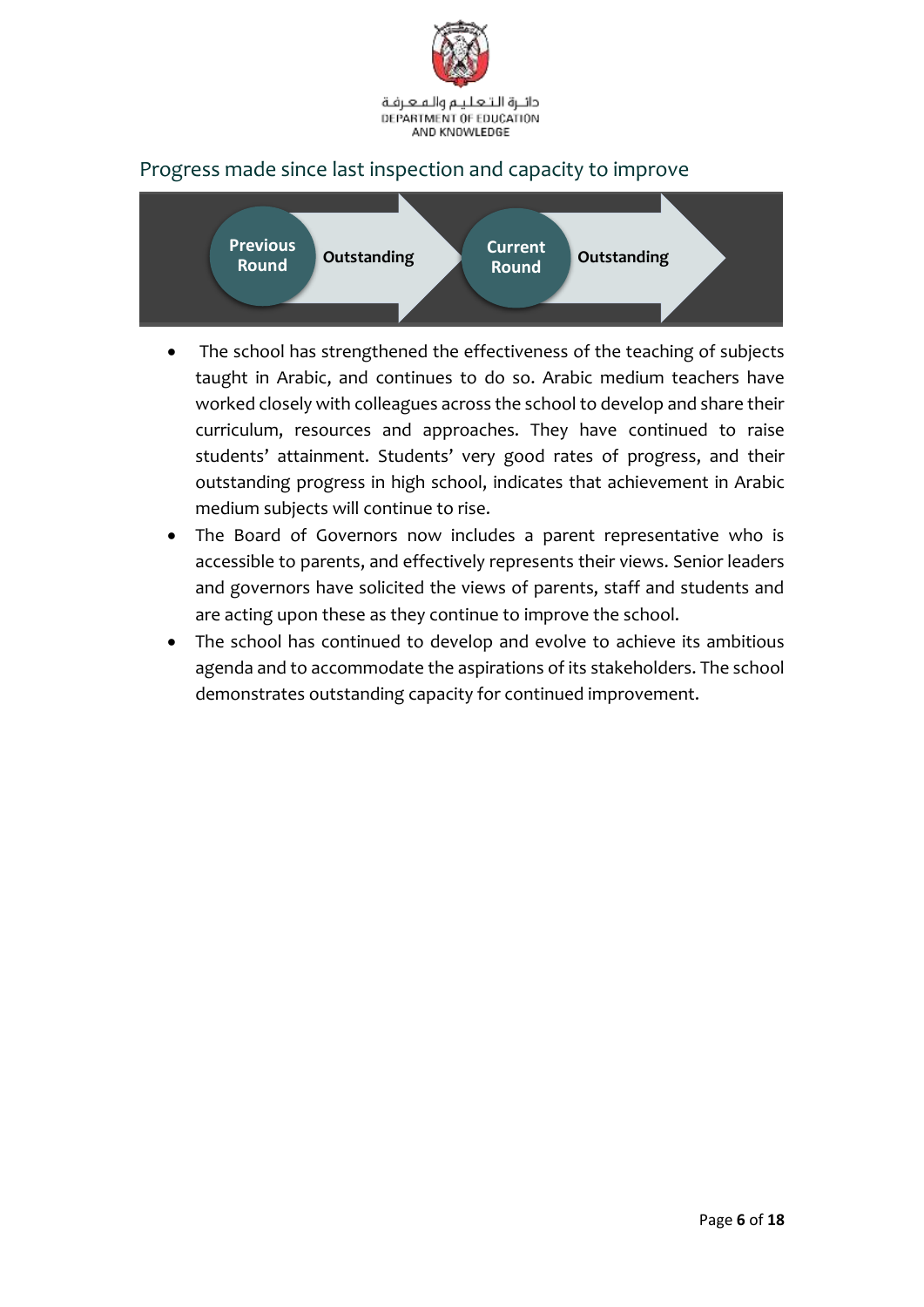## Progress made since last inspection and capacity to improve

| Previous Round | Current Round |
| --- | --- |
| Outstanding | Outstanding |

- The school has strengthened the effectiveness of the teaching of subjects taught in Arabic, and continues to do so. Arabic medium teachers have worked closely with colleagues across the school to develop and share their curriculum, resources and approaches. They have continued to raise students' attainment. Students' very good rates of progress, and their outstanding progress in high school, indicates that achievement in Arabic medium subjects will continue to rise.
- The Board of Governors now includes a parent representative who is accessible to parents, and effectively represents their views. Senior leaders and governors have solicited the views of parents, staff and students and are acting upon these as they continue to improve the school.
- The school has continued to develop and evolve to achieve its ambitious agenda and to accommodate the aspirations of its stakeholders. The school demonstrates outstanding capacity for continued improvement.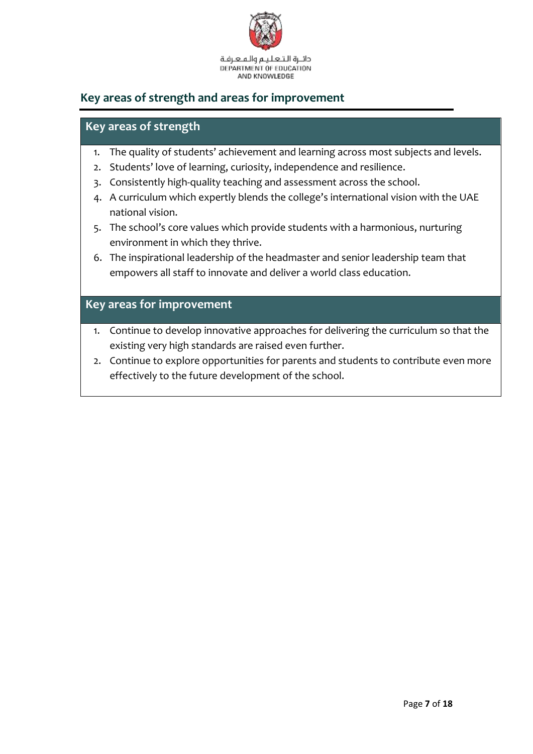## Key areas of strength and areas for improvement

### Key areas of strength

1. The quality of students' achievement and learning across most subjects and levels.
2. Students' love of learning, curiosity, independence and resilience.
3. Consistently high-quality teaching and assessment across the school.
4. A curriculum which expertly blends the college's international vision with the UAE national vision.
5. The school's core values which provide students with a harmonious, nurturing environment in which they thrive.
6. The inspirational leadership of the headmaster and senior leadership team that empowers all staff to innovate and deliver a world class education.

### Key areas for improvement

1. Continue to develop innovative approaches for delivering the curriculum so that the existing very high standards are raised even further.
2. Continue to explore opportunities for parents and students to contribute even more effectively to the future development of the school.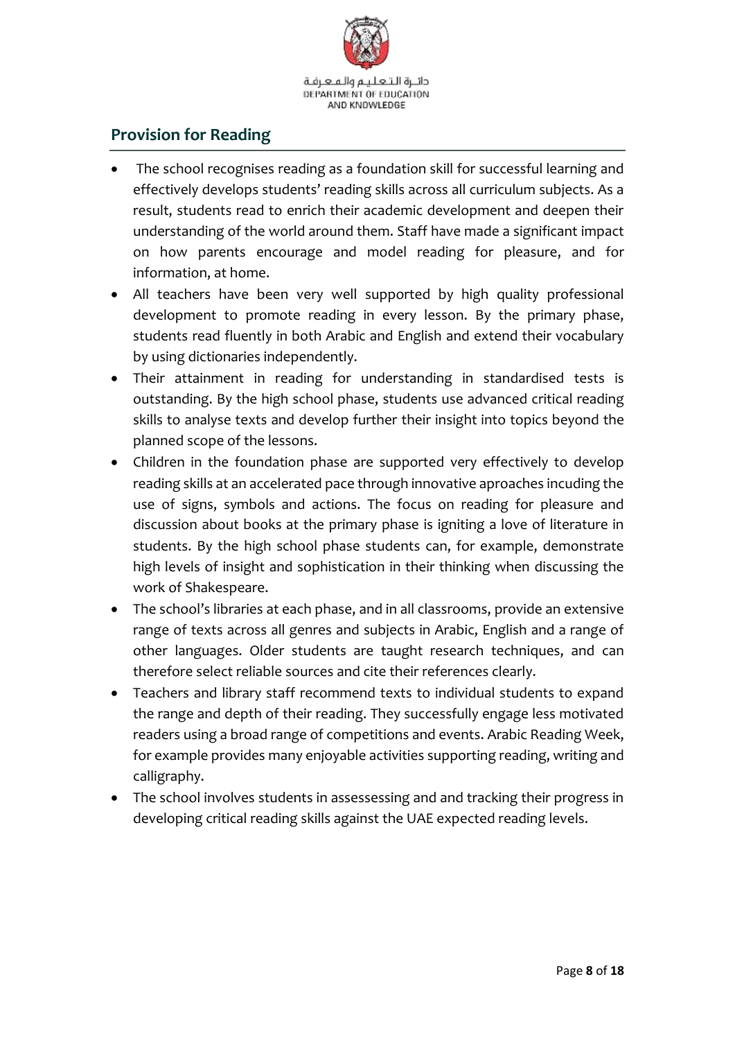## Provision for Reading

- The school recognises reading as a foundation skill for successful learning and effectively develops students' reading skills across all curriculum subjects. As a result, students read to enrich their academic development and deepen their understanding of the world around them. Staff have made a significant impact on how parents encourage and model reading for pleasure, and for information, at home.
- All teachers have been very well supported by high quality professional development to promote reading in every lesson. By the primary phase, students read fluently in both Arabic and English and extend their vocabulary by using dictionaries independently.
- Their attainment in reading for understanding in standardised tests is outstanding. By the high school phase, students use advanced critical reading skills to analyse texts and develop further their insight into topics beyond the planned scope of the lessons.
- Children in the foundation phase are supported very effectively to develop reading skills at an accelerated pace through innovative aproaches incuding the use of signs, symbols and actions. The focus on reading for pleasure and discussion about books at the primary phase is igniting a love of literature in students. By the high school phase students can, for example, demonstrate high levels of insight and sophistication in their thinking when discussing the work of Shakespeare.
- The school's libraries at each phase, and in all classrooms, provide an extensive range of texts across all genres and subjects in Arabic, English and a range of other languages. Older students are taught research techniques, and can therefore select reliable sources and cite their references clearly.
- Teachers and library staff recommend texts to individual students to expand the range and depth of their reading. They successfully engage less motivated readers using a broad range of competitions and events. Arabic Reading Week, for example provides many enjoyable activities supporting reading, writing and calligraphy.
- The school involves students in assessessing and and tracking their progress in developing critical reading skills against the UAE expected reading levels.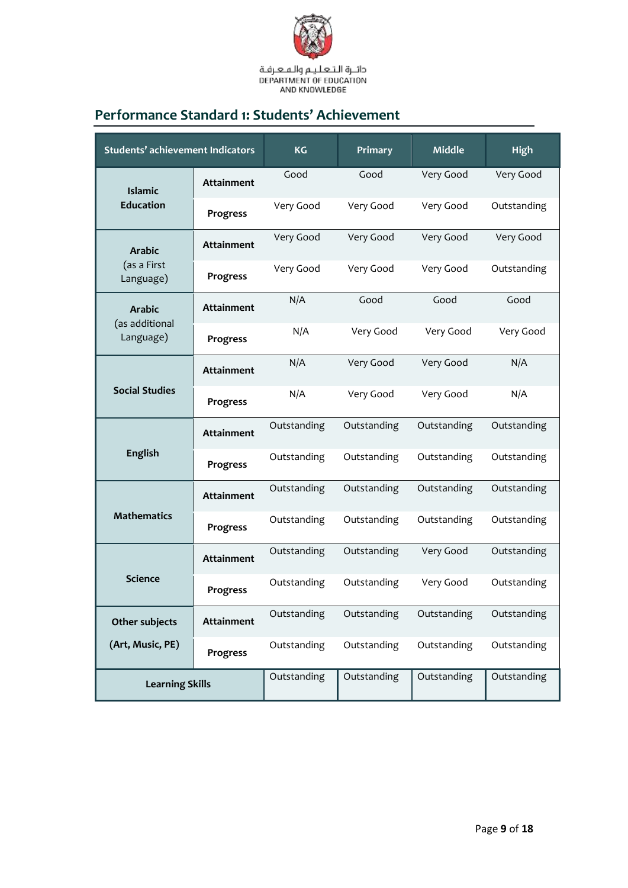## Performance Standard 1: Students' Achievement

| Students' achievement Indicators | | KG | Primary | Middle | High |
|---|---|---|---|---|---|
| Islamic Education | Attainment | Good | Good | Very Good | Very Good |
| | Progress | Very Good | Very Good | Very Good | Outstanding |
| Arabic (as a First Language) | Attainment | Very Good | Very Good | Very Good | Very Good |
| | Progress | Very Good | Very Good | Very Good | Outstanding |
| Arabic (as additional Language) | Attainment | N/A | Good | Good | Good |
| | Progress | N/A | Very Good | Very Good | Very Good |
| Social Studies | Attainment | N/A | Very Good | Very Good | N/A |
| | Progress | N/A | Very Good | Very Good | N/A |
| English | Attainment | Outstanding | Outstanding | Outstanding | Outstanding |
| | Progress | Outstanding | Outstanding | Outstanding | Outstanding |
| Mathematics | Attainment | Outstanding | Outstanding | Outstanding | Outstanding |
| | Progress | Outstanding | Outstanding | Outstanding | Outstanding |
| Science | Attainment | Outstanding | Outstanding | Very Good | Outstanding |
| | Progress | Outstanding | Outstanding | Very Good | Outstanding |
| Other subjects (Art, Music, PE) | Attainment | Outstanding | Outstanding | Outstanding | Outstanding |
| | Progress | Outstanding | Outstanding | Outstanding | Outstanding |
| Learning Skills | | Outstanding | Outstanding | Outstanding | Outstanding |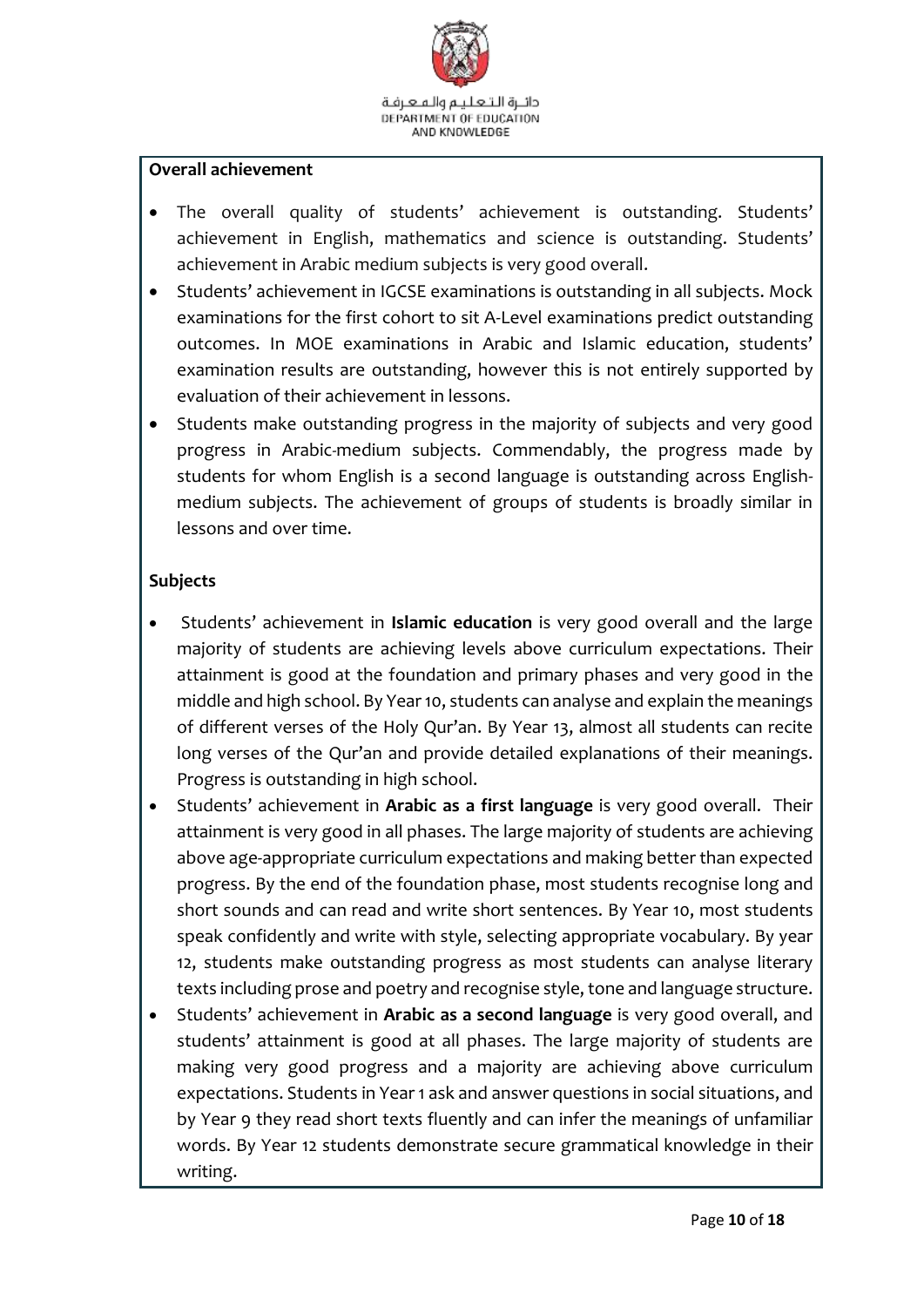**Overall achievement**

- The overall quality of students' achievement is outstanding. Students' achievement in English, mathematics and science is outstanding. Students' achievement in Arabic medium subjects is very good overall.
- Students' achievement in IGCSE examinations is outstanding in all subjects. Mock examinations for the first cohort to sit A-Level examinations predict outstanding outcomes. In MOE examinations in Arabic and Islamic education, students' examination results are outstanding, however this is not entirely supported by evaluation of their achievement in lessons.
- Students make outstanding progress in the majority of subjects and very good progress in Arabic-medium subjects. Commendably, the progress made by students for whom English is a second language is outstanding across English-medium subjects. The achievement of groups of students is broadly similar in lessons and over time.

**Subjects**

- Students' achievement in **Islamic education** is very good overall and the large majority of students are achieving levels above curriculum expectations. Their attainment is good at the foundation and primary phases and very good in the middle and high school. By Year 10, students can analyse and explain the meanings of different verses of the Holy Qur'an. By Year 13, almost all students can recite long verses of the Qur'an and provide detailed explanations of their meanings. Progress is outstanding in high school.
- Students' achievement in **Arabic as a first language** is very good overall. Their attainment is very good in all phases. The large majority of students are achieving above age-appropriate curriculum expectations and making better than expected progress. By the end of the foundation phase, most students recognise long and short sounds and can read and write short sentences. By Year 10, most students speak confidently and write with style, selecting appropriate vocabulary. By year 12, students make outstanding progress as most students can analyse literary texts including prose and poetry and recognise style, tone and language structure.
- Students' achievement in **Arabic as a second language** is very good overall, and students' attainment is good at all phases. The large majority of students are making very good progress and a majority are achieving above curriculum expectations. Students in Year 1 ask and answer questions in social situations, and by Year 9 they read short texts fluently and can infer the meanings of unfamiliar words. By Year 12 students demonstrate secure grammatical knowledge in their writing.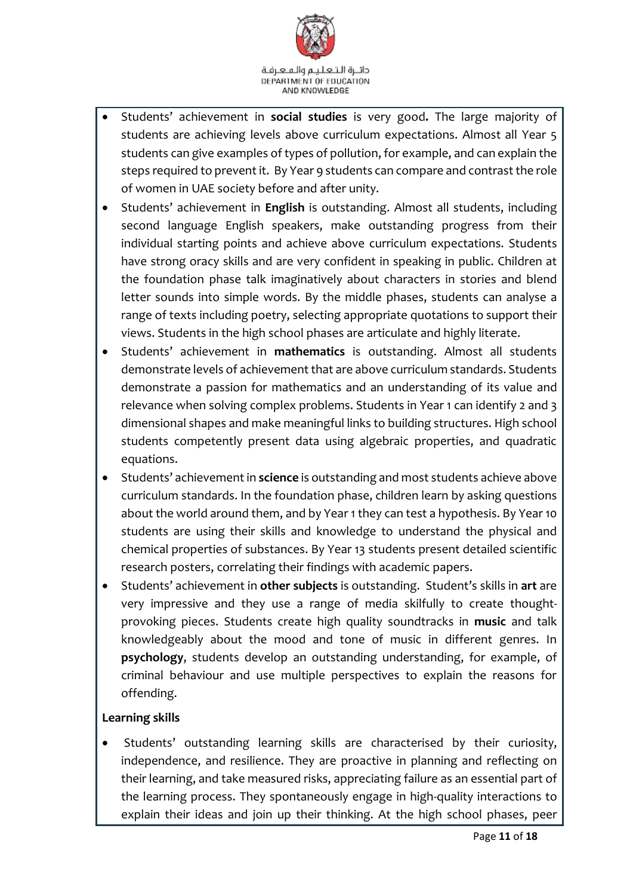- Students' achievement in **social studies** is very good**.** The large majority of students are achieving levels above curriculum expectations. Almost all Year 5 students can give examples of types of pollution, for example, and can explain the steps required to prevent it. By Year 9 students can compare and contrast the role of women in UAE society before and after unity.
- Students' achievement in **English** is outstanding. Almost all students, including second language English speakers, make outstanding progress from their individual starting points and achieve above curriculum expectations. Students have strong oracy skills and are very confident in speaking in public. Children at the foundation phase talk imaginatively about characters in stories and blend letter sounds into simple words. By the middle phases, students can analyse a range of texts including poetry, selecting appropriate quotations to support their views. Students in the high school phases are articulate and highly literate.
- Students' achievement in **mathematics** is outstanding. Almost all students demonstrate levels of achievement that are above curriculum standards. Students demonstrate a passion for mathematics and an understanding of its value and relevance when solving complex problems. Students in Year 1 can identify 2 and 3 dimensional shapes and make meaningful links to building structures. High school students competently present data using algebraic properties, and quadratic equations.
- Students' achievement in **science** is outstanding and most students achieve above curriculum standards. In the foundation phase, children learn by asking questions about the world around them, and by Year 1 they can test a hypothesis. By Year 10 students are using their skills and knowledge to understand the physical and chemical properties of substances. By Year 13 students present detailed scientific research posters, correlating their findings with academic papers.
- Students' achievement in **other subjects** is outstanding. Student's skills in **art** are very impressive and they use a range of media skilfully to create thought-provoking pieces. Students create high quality soundtracks in **music** and talk knowledgeably about the mood and tone of music in different genres. In **psychology**, students develop an outstanding understanding, for example, of criminal behaviour and use multiple perspectives to explain the reasons for offending.

**Learning skills**

- Students' outstanding learning skills are characterised by their curiosity, independence, and resilience. They are proactive in planning and reflecting on their learning, and take measured risks, appreciating failure as an essential part of the learning process. They spontaneously engage in high-quality interactions to explain their ideas and join up their thinking. At the high school phases, peer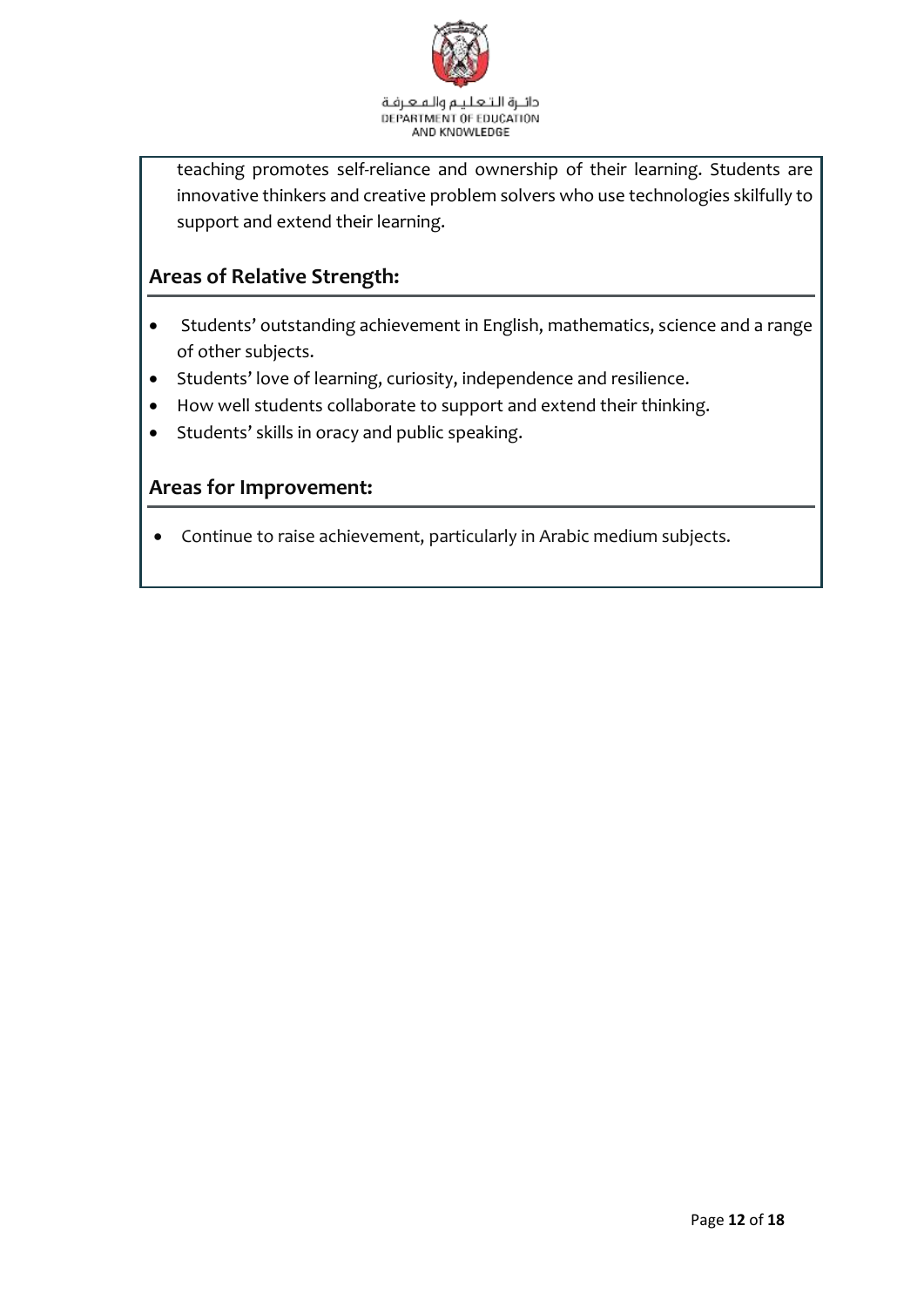teaching promotes self-reliance and ownership of their learning. Students are innovative thinkers and creative problem solvers who use technologies skilfully to support and extend their learning.

### Areas of Relative Strength:

- Students' outstanding achievement in English, mathematics, science and a range of other subjects.
- Students' love of learning, curiosity, independence and resilience.
- How well students collaborate to support and extend their thinking.
- Students' skills in oracy and public speaking.

### Areas for Improvement:

- Continue to raise achievement, particularly in Arabic medium subjects.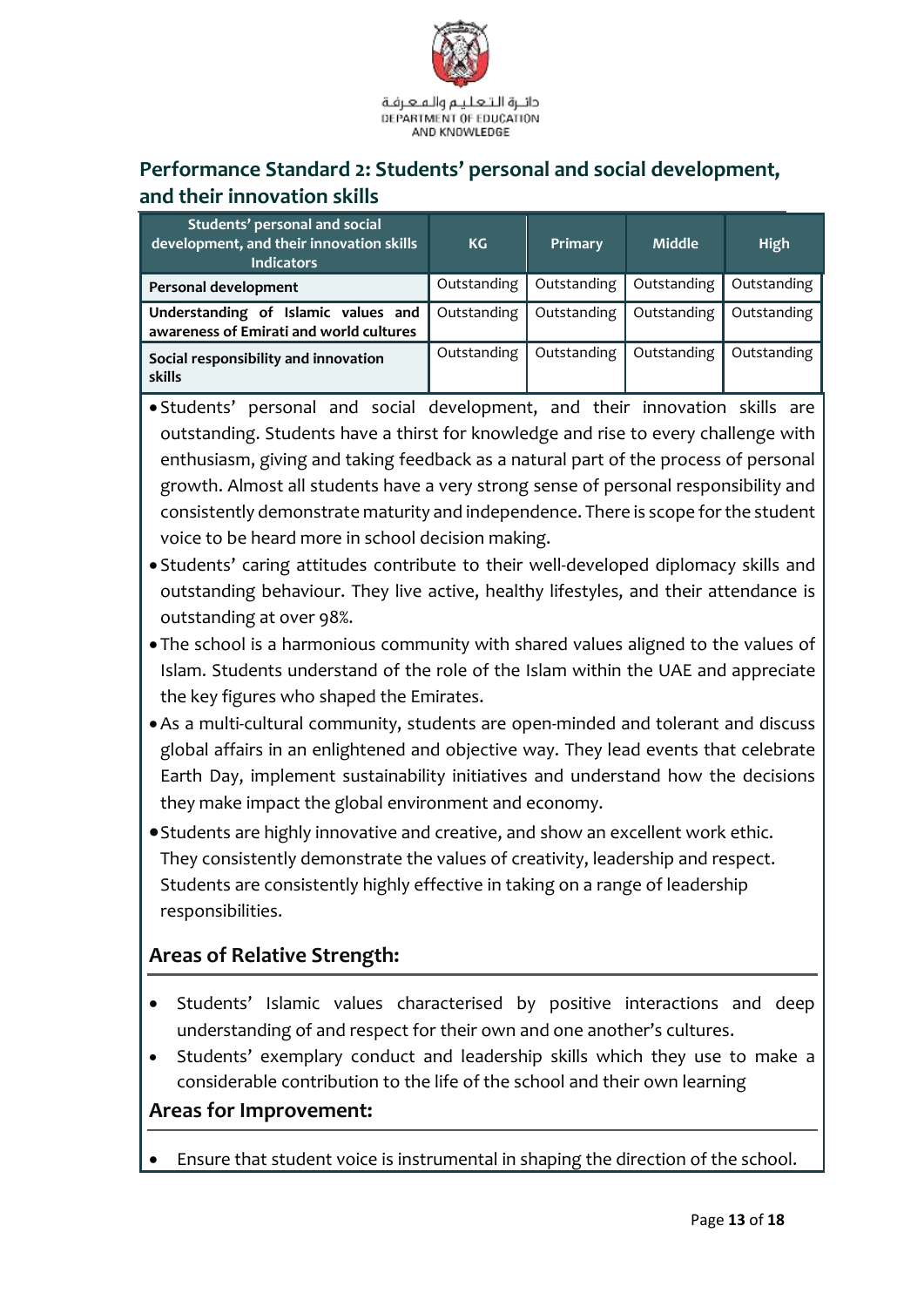## Performance Standard 2: Students' personal and social development, and their innovation skills

| Students' personal and social development, and their innovation skills Indicators | KG | Primary | Middle | High |
|---|---|---|---|---|
| **Personal development** | Outstanding | Outstanding | Outstanding | Outstanding |
| **Understanding of Islamic values and awareness of Emirati and world cultures** | Outstanding | Outstanding | Outstanding | Outstanding |
| **Social responsibility and innovation skills** | Outstanding | Outstanding | Outstanding | Outstanding |

- Students' personal and social development, and their innovation skills are outstanding. Students have a thirst for knowledge and rise to every challenge with enthusiasm, giving and taking feedback as a natural part of the process of personal growth. Almost all students have a very strong sense of personal responsibility and consistently demonstrate maturity and independence. There is scope for the student voice to be heard more in school decision making.
- Students' caring attitudes contribute to their well-developed diplomacy skills and outstanding behaviour. They live active, healthy lifestyles, and their attendance is outstanding at over 98%.
- The school is a harmonious community with shared values aligned to the values of Islam. Students understand of the role of the Islam within the UAE and appreciate the key figures who shaped the Emirates.
- As a multi-cultural community, students are open-minded and tolerant and discuss global affairs in an enlightened and objective way. They lead events that celebrate Earth Day, implement sustainability initiatives and understand how the decisions they make impact the global environment and economy.
- Students are highly innovative and creative, and show an excellent work ethic. They consistently demonstrate the values of creativity, leadership and respect. Students are consistently highly effective in taking on a range of leadership responsibilities.

### Areas of Relative Strength:

- Students' Islamic values characterised by positive interactions and deep understanding of and respect for their own and one another's cultures.
- Students' exemplary conduct and leadership skills which they use to make a considerable contribution to the life of the school and their own learning

### Areas for Improvement:

- Ensure that student voice is instrumental in shaping the direction of the school.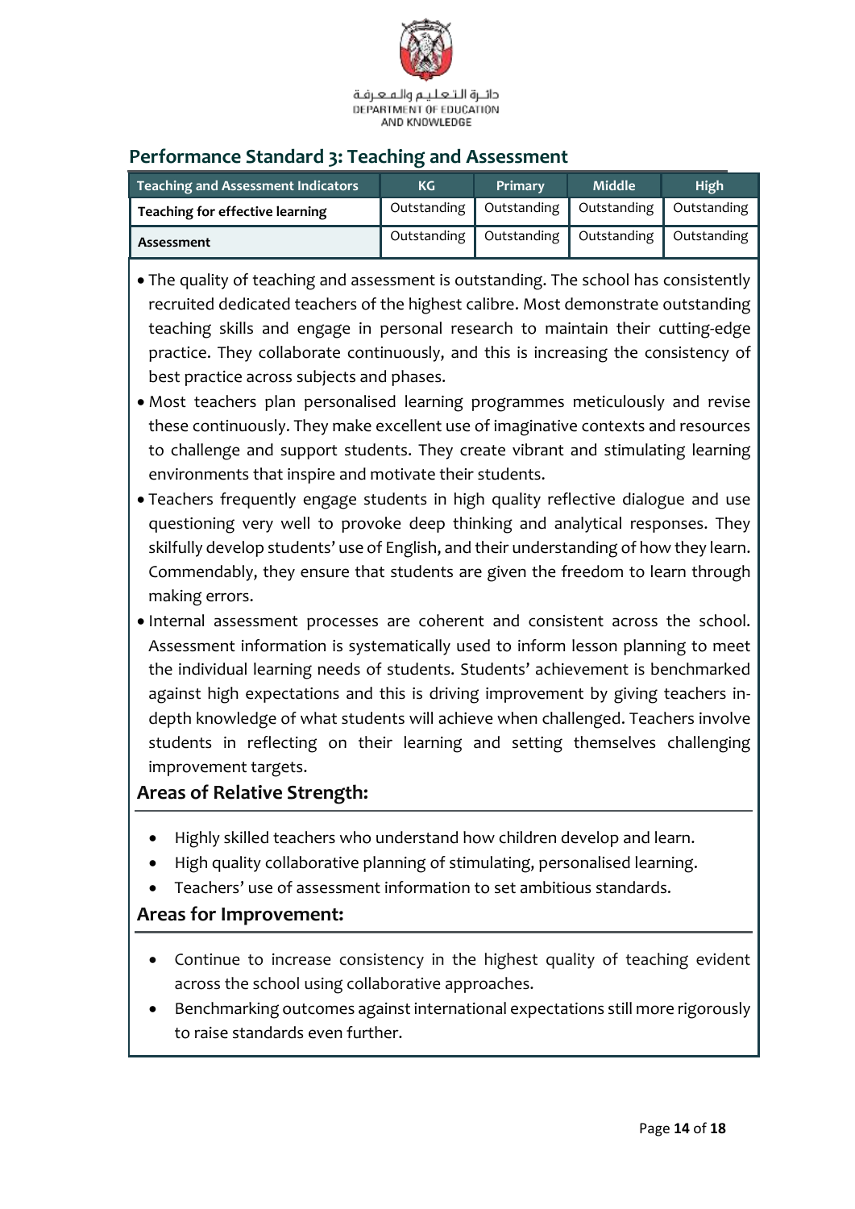## Performance Standard 3: Teaching and Assessment

| Teaching and Assessment Indicators | KG | Primary | Middle | High |
|---|---|---|---|---|
| Teaching for effective learning | Outstanding | Outstanding | Outstanding | Outstanding |
| Assessment | Outstanding | Outstanding | Outstanding | Outstanding |

- The quality of teaching and assessment is outstanding. The school has consistently recruited dedicated teachers of the highest calibre. Most demonstrate outstanding teaching skills and engage in personal research to maintain their cutting-edge practice. They collaborate continuously, and this is increasing the consistency of best practice across subjects and phases.
- Most teachers plan personalised learning programmes meticulously and revise these continuously. They make excellent use of imaginative contexts and resources to challenge and support students. They create vibrant and stimulating learning environments that inspire and motivate their students.
- Teachers frequently engage students in high quality reflective dialogue and use questioning very well to provoke deep thinking and analytical responses. They skilfully develop students' use of English, and their understanding of how they learn. Commendably, they ensure that students are given the freedom to learn through making errors.
- Internal assessment processes are coherent and consistent across the school. Assessment information is systematically used to inform lesson planning to meet the individual learning needs of students. Students' achievement is benchmarked against high expectations and this is driving improvement by giving teachers in-depth knowledge of what students will achieve when challenged. Teachers involve students in reflecting on their learning and setting themselves challenging improvement targets.

### Areas of Relative Strength:

- Highly skilled teachers who understand how children develop and learn.
- High quality collaborative planning of stimulating, personalised learning.
- Teachers' use of assessment information to set ambitious standards.

### Areas for Improvement:

- Continue to increase consistency in the highest quality of teaching evident across the school using collaborative approaches.
- Benchmarking outcomes against international expectations still more rigorously to raise standards even further.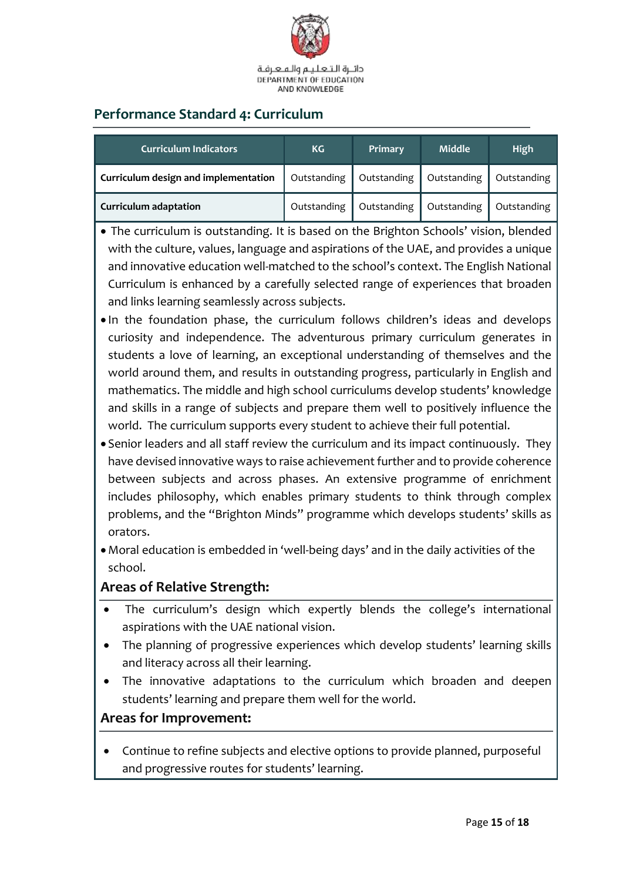## Performance Standard 4: Curriculum

| Curriculum Indicators | KG | Primary | Middle | High |
|---|---|---|---|---|
| Curriculum design and implementation | Outstanding | Outstanding | Outstanding | Outstanding |
| Curriculum adaptation | Outstanding | Outstanding | Outstanding | Outstanding |

- The curriculum is outstanding. It is based on the Brighton Schools' vision, blended with the culture, values, language and aspirations of the UAE, and provides a unique and innovative education well-matched to the school's context. The English National Curriculum is enhanced by a carefully selected range of experiences that broaden and links learning seamlessly across subjects.
- In the foundation phase, the curriculum follows children's ideas and develops curiosity and independence. The adventurous primary curriculum generates in students a love of learning, an exceptional understanding of themselves and the world around them, and results in outstanding progress, particularly in English and mathematics. The middle and high school curriculums develop students' knowledge and skills in a range of subjects and prepare them well to positively influence the world. The curriculum supports every student to achieve their full potential.
- Senior leaders and all staff review the curriculum and its impact continuously. They have devised innovative ways to raise achievement further and to provide coherence between subjects and across phases. An extensive programme of enrichment includes philosophy, which enables primary students to think through complex problems, and the "Brighton Minds" programme which develops students' skills as orators.
- Moral education is embedded in 'well-being days' and in the daily activities of the school.

### Areas of Relative Strength:

- The curriculum's design which expertly blends the college's international aspirations with the UAE national vision.
- The planning of progressive experiences which develop students' learning skills and literacy across all their learning.
- The innovative adaptations to the curriculum which broaden and deepen students' learning and prepare them well for the world.

### Areas for Improvement:

- Continue to refine subjects and elective options to provide planned, purposeful and progressive routes for students' learning.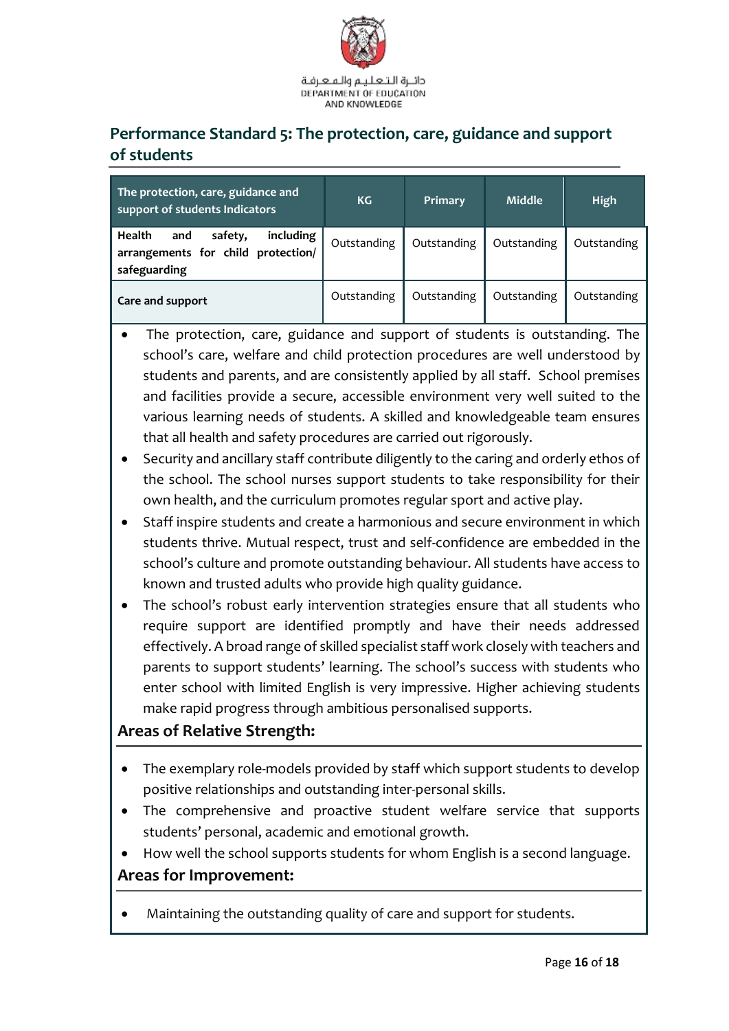## Performance Standard 5: The protection, care, guidance and support of students

| The protection, care, guidance and support of students Indicators | KG | Primary | Middle | High |
|---|---|---|---|---|
| **Health and safety, including arrangements for child protection/ safeguarding** | Outstanding | Outstanding | Outstanding | Outstanding |
| **Care and support** | Outstanding | Outstanding | Outstanding | Outstanding |

- The protection, care, guidance and support of students is outstanding. The school's care, welfare and child protection procedures are well understood by students and parents, and are consistently applied by all staff. School premises and facilities provide a secure, accessible environment very well suited to the various learning needs of students. A skilled and knowledgeable team ensures that all health and safety procedures are carried out rigorously.
- Security and ancillary staff contribute diligently to the caring and orderly ethos of the school. The school nurses support students to take responsibility for their own health, and the curriculum promotes regular sport and active play.
- Staff inspire students and create a harmonious and secure environment in which students thrive. Mutual respect, trust and self-confidence are embedded in the school's culture and promote outstanding behaviour. All students have access to known and trusted adults who provide high quality guidance.
- The school's robust early intervention strategies ensure that all students who require support are identified promptly and have their needs addressed effectively. A broad range of skilled specialist staff work closely with teachers and parents to support students' learning. The school's success with students who enter school with limited English is very impressive. Higher achieving students make rapid progress through ambitious personalised supports.

### Areas of Relative Strength:

- The exemplary role-models provided by staff which support students to develop positive relationships and outstanding inter-personal skills.
- The comprehensive and proactive student welfare service that supports students' personal, academic and emotional growth.
- How well the school supports students for whom English is a second language.

### Areas for Improvement:

- Maintaining the outstanding quality of care and support for students.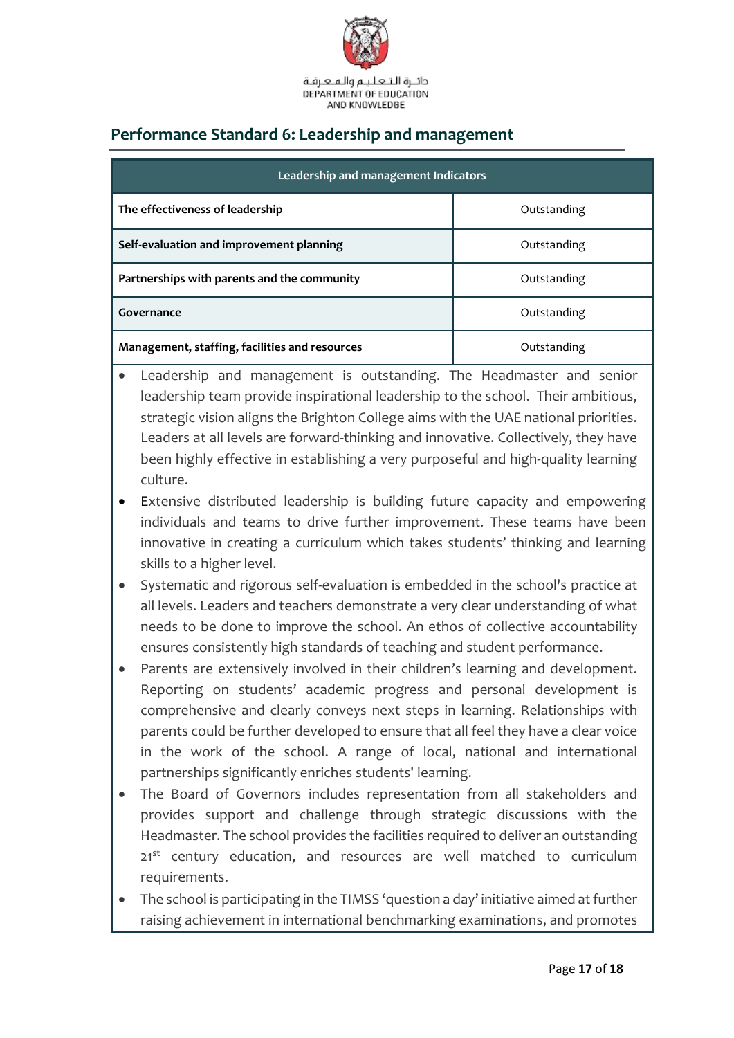## Performance Standard 6: Leadership and management

| Leadership and management Indicators | |
|---|---|
| **The effectiveness of leadership** | Outstanding |
| **Self-evaluation and improvement planning** | Outstanding |
| **Partnerships with parents and the community** | Outstanding |
| **Governance** | Outstanding |
| **Management, staffing, facilities and resources** | Outstanding |

- Leadership and management is outstanding. The Headmaster and senior leadership team provide inspirational leadership to the school. Their ambitious, strategic vision aligns the Brighton College aims with the UAE national priorities. Leaders at all levels are forward-thinking and innovative. Collectively, they have been highly effective in establishing a very purposeful and high-quality learning culture.
- Extensive distributed leadership is building future capacity and empowering individuals and teams to drive further improvement. These teams have been innovative in creating a curriculum which takes students' thinking and learning skills to a higher level.
- Systematic and rigorous self-evaluation is embedded in the school's practice at all levels. Leaders and teachers demonstrate a very clear understanding of what needs to be done to improve the school. An ethos of collective accountability ensures consistently high standards of teaching and student performance.
- Parents are extensively involved in their children's learning and development. Reporting on students' academic progress and personal development is comprehensive and clearly conveys next steps in learning. Relationships with parents could be further developed to ensure that all feel they have a clear voice in the work of the school. A range of local, national and international partnerships significantly enriches students' learning.
- The Board of Governors includes representation from all stakeholders and provides support and challenge through strategic discussions with the Headmaster. The school provides the facilities required to deliver an outstanding 21st century education, and resources are well matched to curriculum requirements.
- The school is participating in the TIMSS 'question a day' initiative aimed at further raising achievement in international benchmarking examinations, and promotes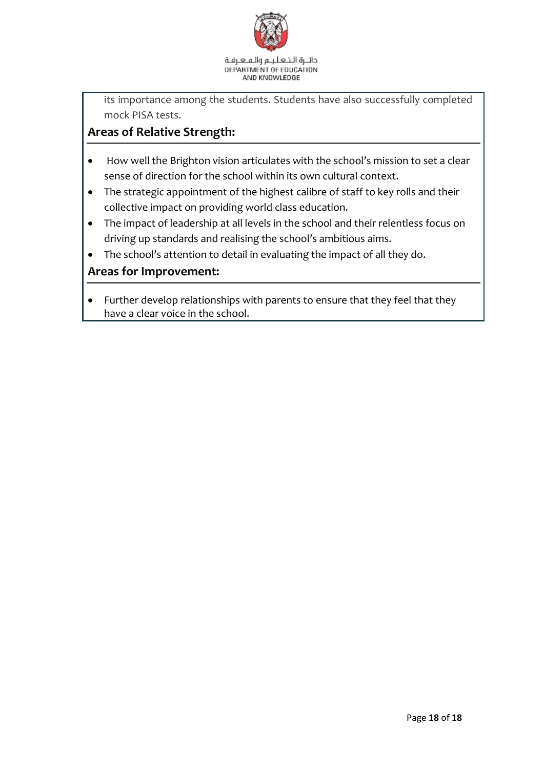its importance among the students. Students have also successfully completed mock PISA tests.

**Areas of Relative Strength:**

- How well the Brighton vision articulates with the school's mission to set a clear sense of direction for the school within its own cultural context.
- The strategic appointment of the highest calibre of staff to key rolls and their collective impact on providing world class education.
- The impact of leadership at all levels in the school and their relentless focus on driving up standards and realising the school's ambitious aims.
- The school's attention to detail in evaluating the impact of all they do.

**Areas for Improvement:**

- Further develop relationships with parents to ensure that they feel that they have a clear voice in the school.